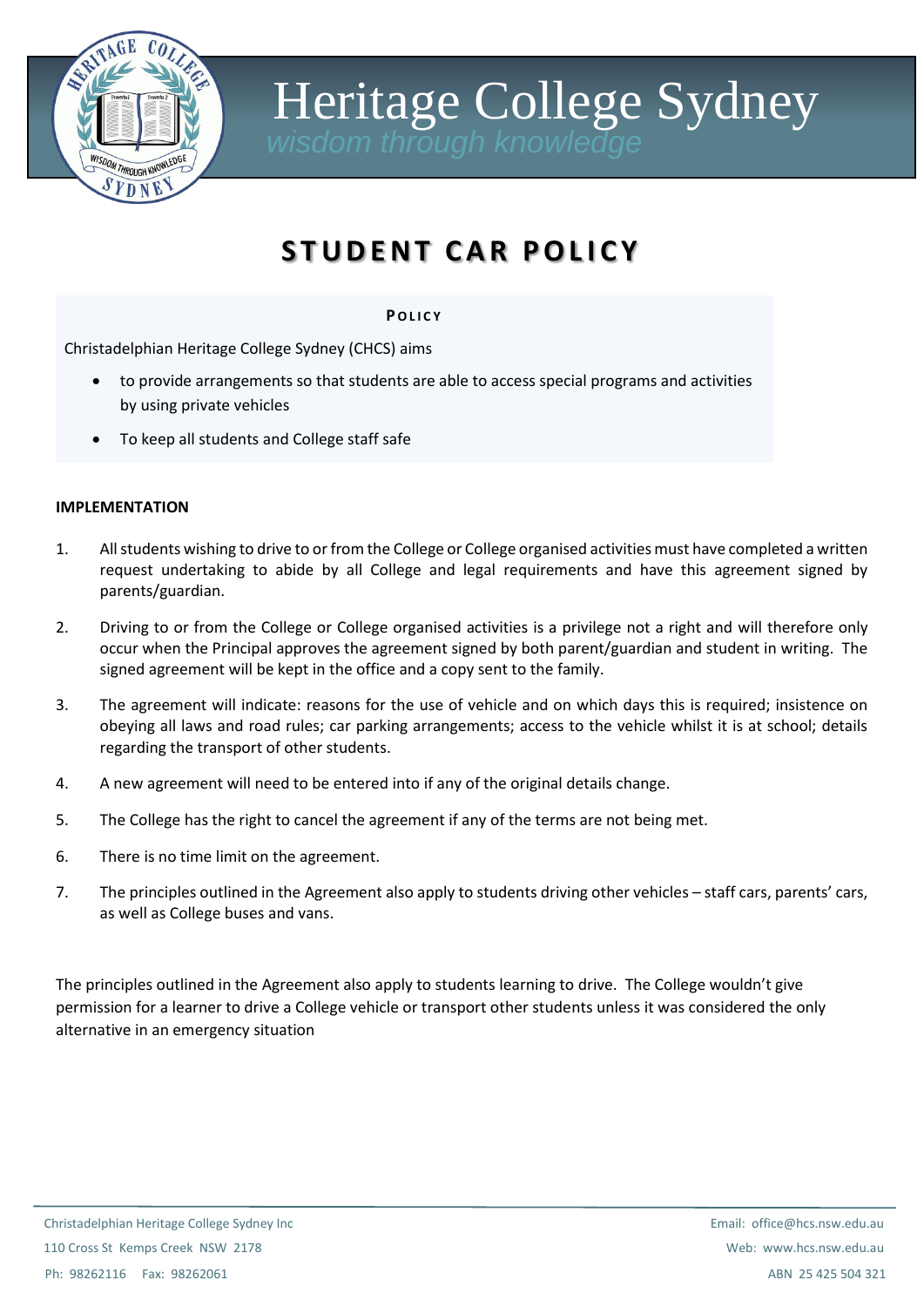# Heritage College Sydney

*wisdom through knowledge*

## STUDENT CAR POLICY

### Policy

Christadelphian Heritage College Sydney (CHCS) aims

- to provide arrangements so that students are able to access special programs and activities by using private vehicles
- To keep all students and College staff safe

### IMPLEMENTATION

1. All students wishing to drive to or from the College or College organised activities must have completed a written request undertaking to abide by all College and legal requirements and have this agreement signed by parents/guardian.
2. Driving to or from the College or College organised activities is a privilege not a right and will therefore only occur when the Principal approves the agreement signed by both parent/guardian and student in writing. The signed agreement will be kept in the office and a copy sent to the family.
3. The agreement will indicate: reasons for the use of vehicle and on which days this is required; insistence on obeying all laws and road rules; car parking arrangements; access to the vehicle whilst it is at school; details regarding the transport of other students.
4. A new agreement will need to be entered into if any of the original details change.
5. The College has the right to cancel the agreement if any of the terms are not being met.
6. There is no time limit on the agreement.
7. The principles outlined in the Agreement also apply to students driving other vehicles – staff cars, parents' cars, as well as College buses and vans.

The principles outlined in the Agreement also apply to students learning to drive. The College wouldn't give permission for a learner to drive a College vehicle or transport other students unless it was considered the only alternative in an emergency situation

Christadelphian Heritage College Sydney Inc
110 Cross St Kemps Creek NSW 2178
Ph: 98262116 Fax: 98262061

Email: office@hcs.nsw.edu.au
Web: www.hcs.nsw.edu.au
ABN 25 425 504 321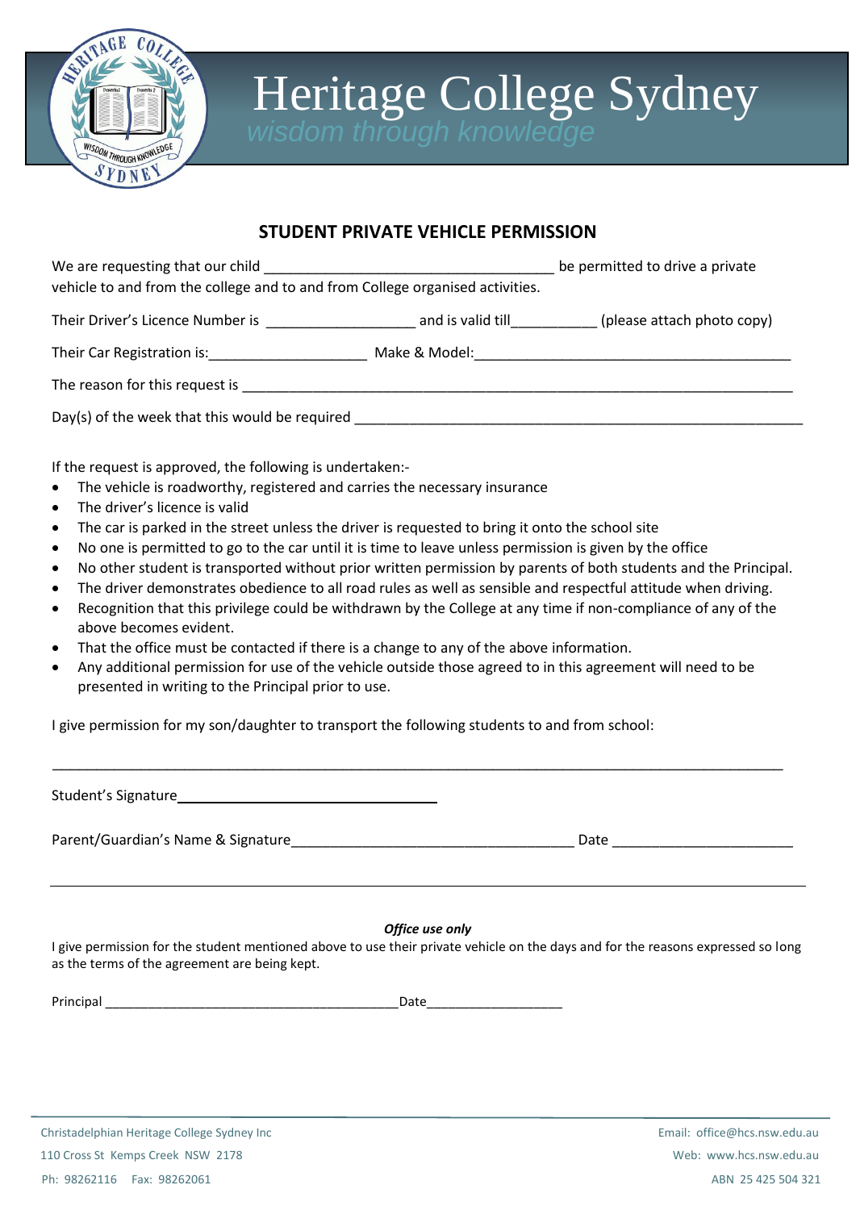# Heritage College Sydney

*wisdom through knowledge*

## STUDENT PRIVATE VEHICLE PERMISSION

We are requesting that our child ____________________________________ be permitted to drive a private vehicle to and from the college and to and from College organised activities.

Their Driver's Licence Number is __________________ and is valid till__________ (please attach photo copy)

Their Car Registration is:____________________ Make & Model:________________________________________

The reason for this request is ______________________________________________________________________

Day(s) of the week that this would be required _________________________________________________________

If the request is approved, the following is undertaken:-

- The vehicle is roadworthy, registered and carries the necessary insurance
- The driver's licence is valid
- The car is parked in the street unless the driver is requested to bring it onto the school site
- No one is permitted to go to the car until it is time to leave unless permission is given by the office
- No other student is transported without prior written permission by parents of both students and the Principal.
- The driver demonstrates obedience to all road rules as well as sensible and respectful attitude when driving.
- Recognition that this privilege could be withdrawn by the College at any time if non-compliance of any of the above becomes evident.
- That the office must be contacted if there is a change to any of the above information.
- Any additional permission for use of the vehicle outside those agreed to in this agreement will need to be presented in writing to the Principal prior to use.

I give permission for my son/daughter to transport the following students to and from school:

_____________________________________________________________________________________________

Student's Signature__________________________________

Parent/Guardian's Name & Signature____________________________________ Date _______________________

---

***Office use only***

I give permission for the student mentioned above to use their private vehicle on the days and for the reasons expressed so long as the terms of the agreement are being kept.

Principal ________________________________________Date__________________

Christadelphian Heritage College Sydney Inc
110 Cross St Kemps Creek NSW 2178
Ph: 98262116 Fax: 98262061

Email: office@hcs.nsw.edu.au
Web: www.hcs.nsw.edu.au
ABN 25 425 504 321